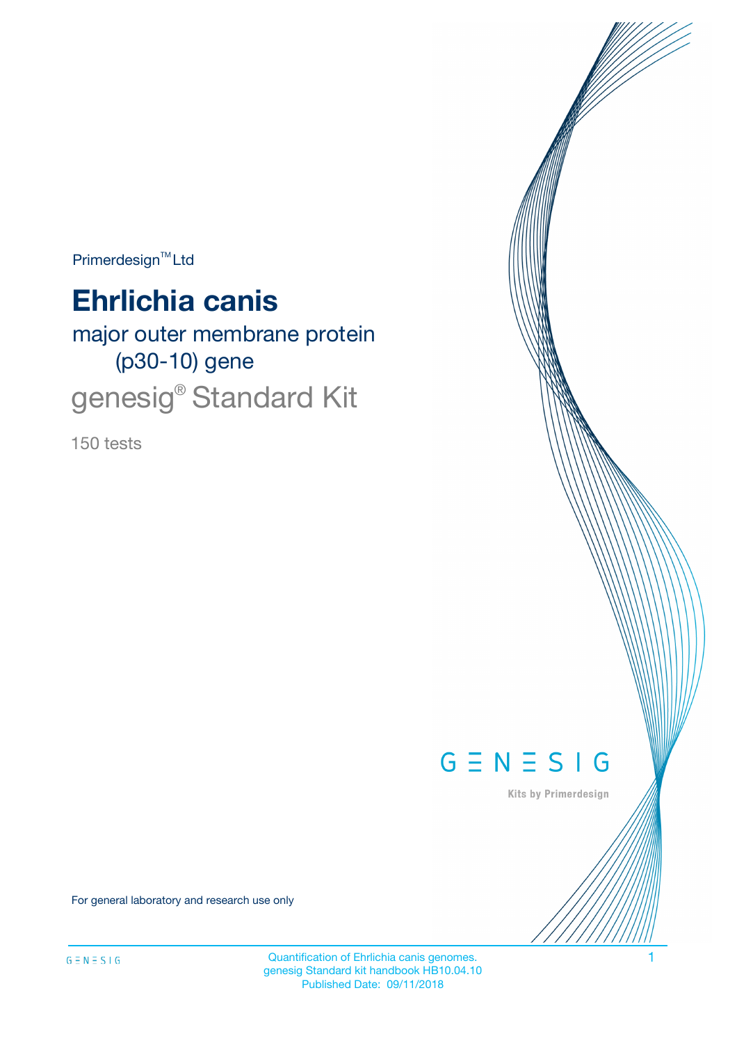Primerdesign™ Ltd

# Ehrlichia canis

## major outer membrane protein (p30-10) gene

## genesig® Standard Kit

150 tests

GENESIG

Kits by Primerdesign

For general laboratory and research use only

Quantification of Ehrlichia canis genomes.
genesig Standard kit handbook HB10.04.10
Published Date: 09/11/2018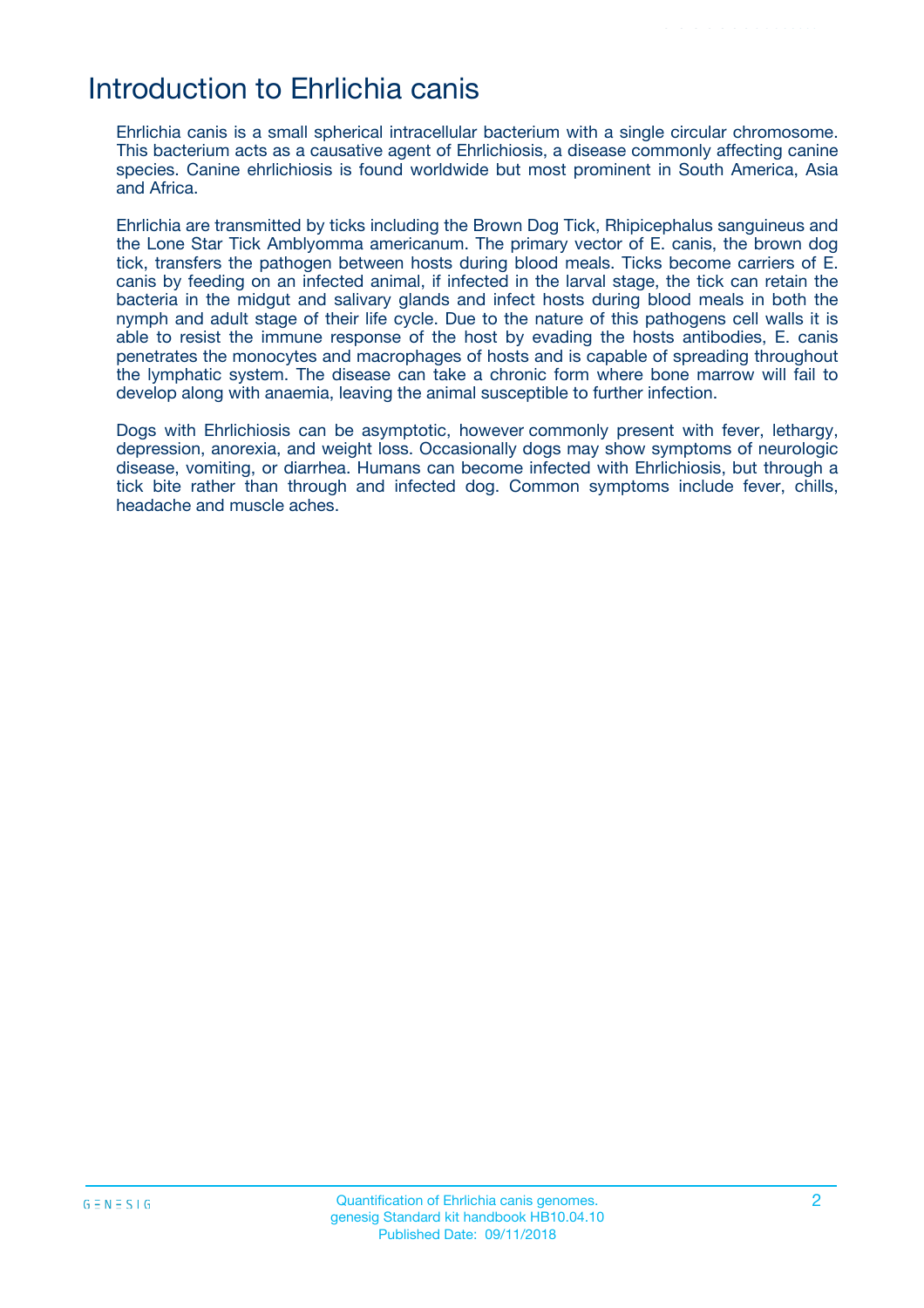# Introduction to Ehrlichia canis

Ehrlichia canis is a small spherical intracellular bacterium with a single circular chromosome. This bacterium acts as a causative agent of Ehrlichiosis, a disease commonly affecting canine species. Canine ehrlichiosis is found worldwide but most prominent in South America, Asia and Africa.

Ehrlichia are transmitted by ticks including the Brown Dog Tick, Rhipicephalus sanguineus and the Lone Star Tick Amblyomma americanum. The primary vector of E. canis, the brown dog tick, transfers the pathogen between hosts during blood meals. Ticks become carriers of E. canis by feeding on an infected animal, if infected in the larval stage, the tick can retain the bacteria in the midgut and salivary glands and infect hosts during blood meals in both the nymph and adult stage of their life cycle. Due to the nature of this pathogens cell walls it is able to resist the immune response of the host by evading the hosts antibodies, E. canis penetrates the monocytes and macrophages of hosts and is capable of spreading throughout the lymphatic system. The disease can take a chronic form where bone marrow will fail to develop along with anaemia, leaving the animal susceptible to further infection.

Dogs with Ehrlichiosis can be asymptotic, however commonly present with fever, lethargy, depression, anorexia, and weight loss. Occasionally dogs may show symptoms of neurologic disease, vomiting, or diarrhea. Humans can become infected with Ehrlichiosis, but through a tick bite rather than through and infected dog. Common symptoms include fever, chills, headache and muscle aches.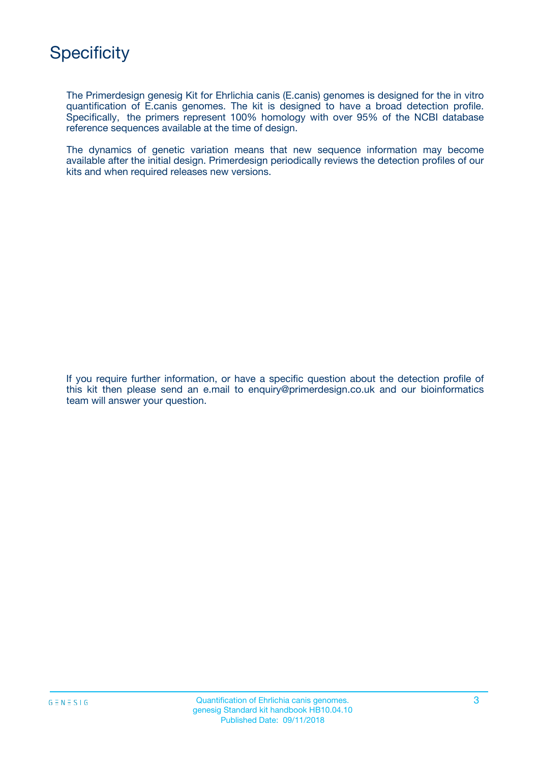# Specificity

The Primerdesign genesig Kit for Ehrlichia canis (E.canis) genomes is designed for the in vitro quantification of E.canis genomes. The kit is designed to have a broad detection profile. Specifically, the primers represent 100% homology with over 95% of the NCBI database reference sequences available at the time of design.

The dynamics of genetic variation means that new sequence information may become available after the initial design. Primerdesign periodically reviews the detection profiles of our kits and when required releases new versions.

If you require further information, or have a specific question about the detection profile of this kit then please send an e.mail to enquiry@primerdesign.co.uk and our bioinformatics team will answer your question.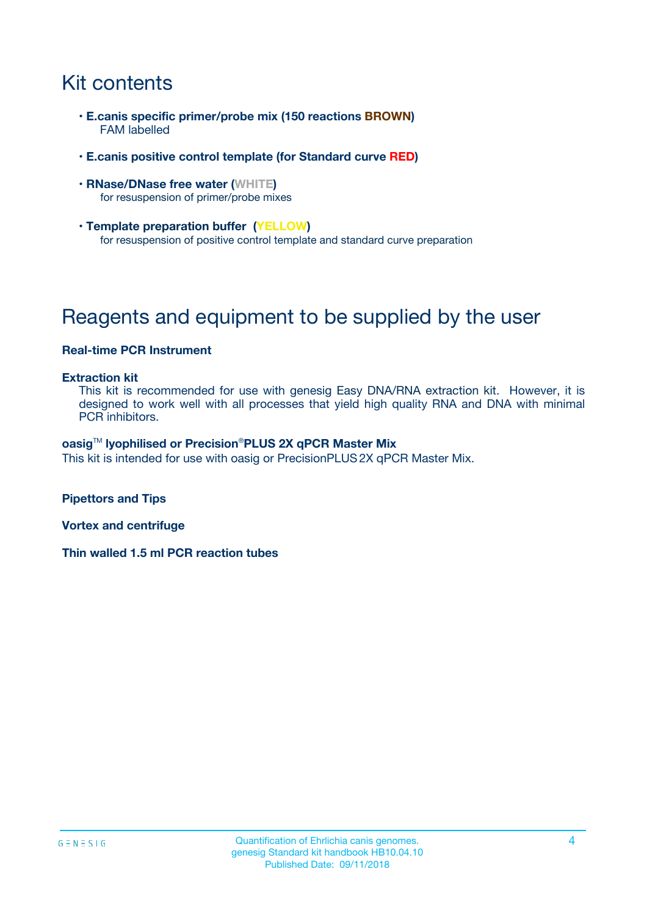# Kit contents

- **E.canis specific primer/probe mix (150 reactions BROWN)**
  FAM labelled

- **E.canis positive control template (for Standard curve RED)**

- **RNase/DNase free water (WHITE)**
  for resuspension of primer/probe mixes

- **Template preparation buffer (YELLOW)**
  for resuspension of positive control template and standard curve preparation

# Reagents and equipment to be supplied by the user

**Real-time PCR Instrument**

**Extraction kit**
This kit is recommended for use with genesig Easy DNA/RNA extraction kit. However, it is designed to work well with all processes that yield high quality RNA and DNA with minimal PCR inhibitors.

**oasig™ lyophilised or Precision®PLUS 2X qPCR Master Mix**
This kit is intended for use with oasig or PrecisionPLUS 2X qPCR Master Mix.

**Pipettors and Tips**

**Vortex and centrifuge**

**Thin walled 1.5 ml PCR reaction tubes**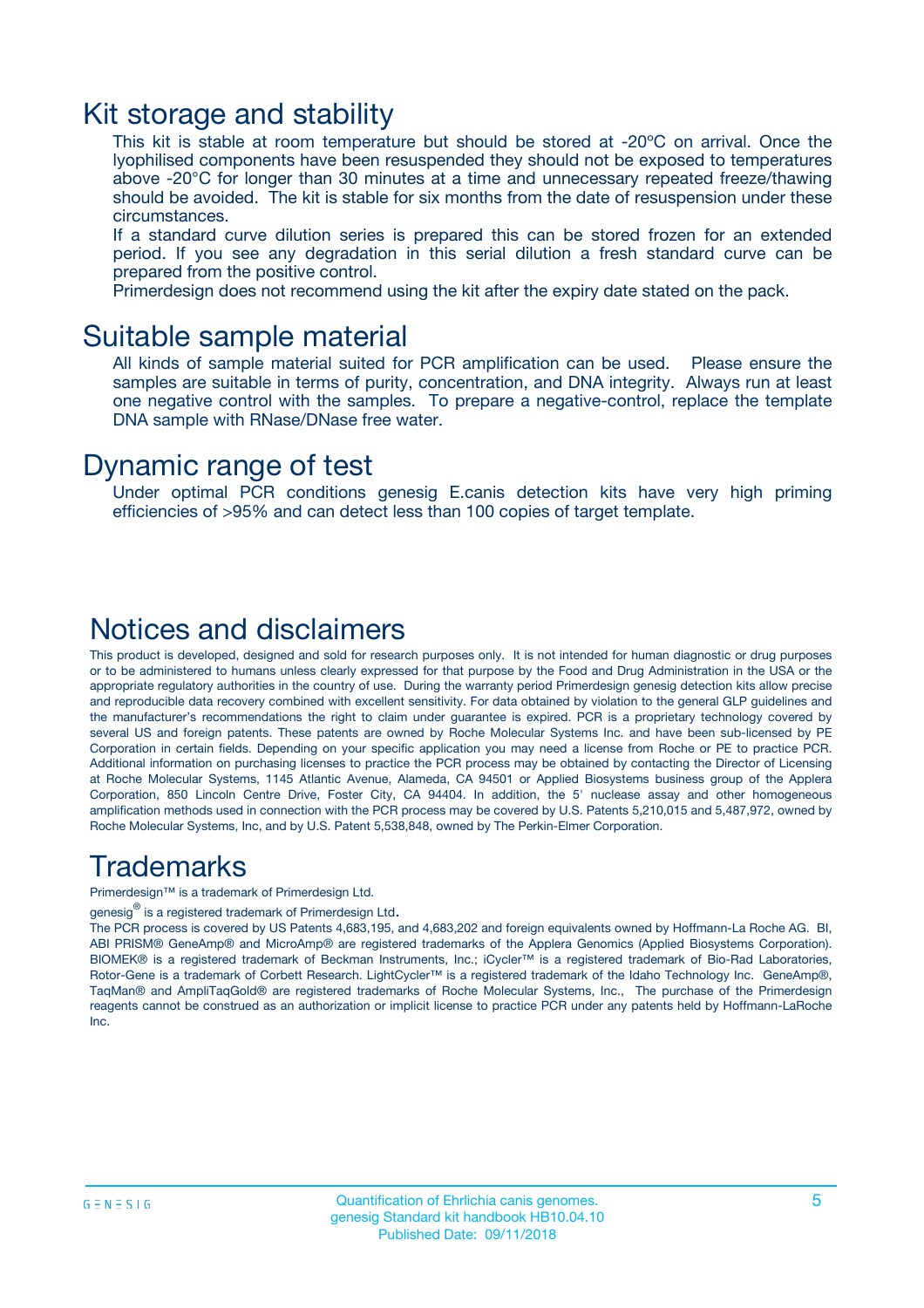# Kit storage and stability

This kit is stable at room temperature but should be stored at -20ºC on arrival. Once the lyophilised components have been resuspended they should not be exposed to temperatures above -20°C for longer than 30 minutes at a time and unnecessary repeated freeze/thawing should be avoided. The kit is stable for six months from the date of resuspension under these circumstances.

If a standard curve dilution series is prepared this can be stored frozen for an extended period. If you see any degradation in this serial dilution a fresh standard curve can be prepared from the positive control.

Primerdesign does not recommend using the kit after the expiry date stated on the pack.

# Suitable sample material

All kinds of sample material suited for PCR amplification can be used. Please ensure the samples are suitable in terms of purity, concentration, and DNA integrity. Always run at least one negative control with the samples. To prepare a negative-control, replace the template DNA sample with RNase/DNase free water.

# Dynamic range of test

Under optimal PCR conditions genesig E.canis detection kits have very high priming efficiencies of >95% and can detect less than 100 copies of target template.

# Notices and disclaimers

This product is developed, designed and sold for research purposes only. It is not intended for human diagnostic or drug purposes or to be administered to humans unless clearly expressed for that purpose by the Food and Drug Administration in the USA or the appropriate regulatory authorities in the country of use. During the warranty period Primerdesign genesig detection kits allow precise and reproducible data recovery combined with excellent sensitivity. For data obtained by violation to the general GLP guidelines and the manufacturer's recommendations the right to claim under guarantee is expired. PCR is a proprietary technology covered by several US and foreign patents. These patents are owned by Roche Molecular Systems Inc. and have been sub-licensed by PE Corporation in certain fields. Depending on your specific application you may need a license from Roche or PE to practice PCR. Additional information on purchasing licenses to practice the PCR process may be obtained by contacting the Director of Licensing at Roche Molecular Systems, 1145 Atlantic Avenue, Alameda, CA 94501 or Applied Biosystems business group of the Applera Corporation, 850 Lincoln Centre Drive, Foster City, CA 94404. In addition, the 5' nuclease assay and other homogeneous amplification methods used in connection with the PCR process may be covered by U.S. Patents 5,210,015 and 5,487,972, owned by Roche Molecular Systems, Inc, and by U.S. Patent 5,538,848, owned by The Perkin-Elmer Corporation.

# Trademarks

Primerdesign™ is a trademark of Primerdesign Ltd.

genesig® is a registered trademark of Primerdesign Ltd.

The PCR process is covered by US Patents 4,683,195, and 4,683,202 and foreign equivalents owned by Hoffmann-La Roche AG. BI, ABI PRISM® GeneAmp® and MicroAmp® are registered trademarks of the Applera Genomics (Applied Biosystems Corporation). BIOMEK® is a registered trademark of Beckman Instruments, Inc.; iCycler™ is a registered trademark of Bio-Rad Laboratories, Rotor-Gene is a trademark of Corbett Research. LightCycler™ is a registered trademark of the Idaho Technology Inc. GeneAmp®, TaqMan® and AmpliTaqGold® are registered trademarks of Roche Molecular Systems, Inc., The purchase of the Primerdesign reagents cannot be construed as an authorization or implicit license to practice PCR under any patents held by Hoffmann-LaRoche Inc.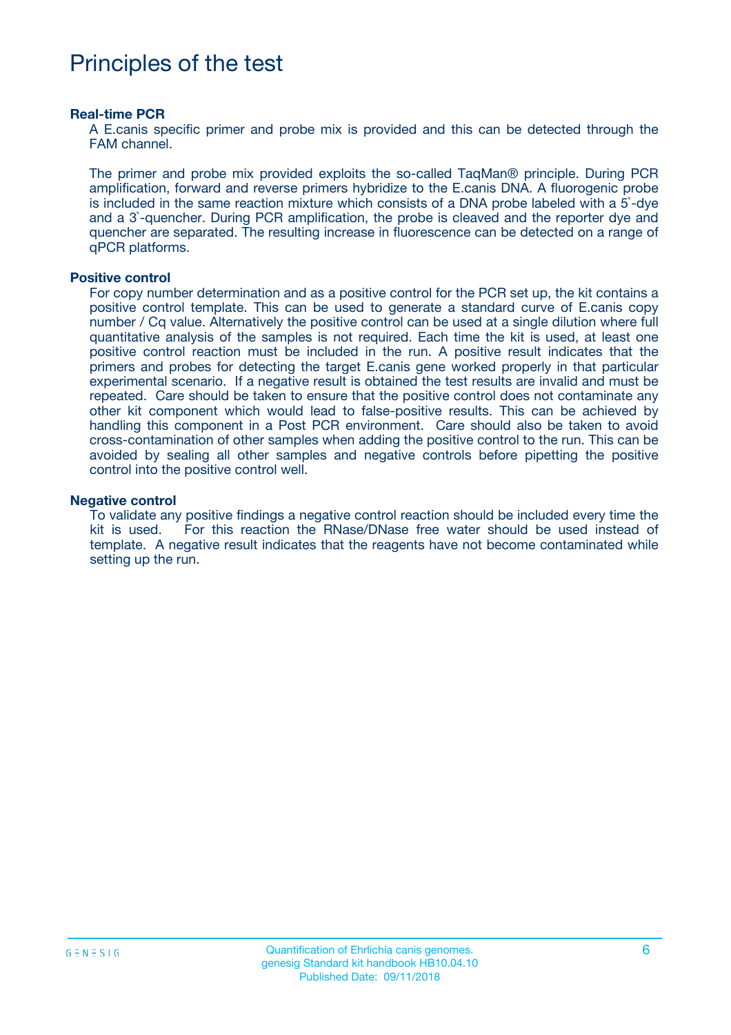# Principles of the test

### Real-time PCR

A E.canis specific primer and probe mix is provided and this can be detected through the FAM channel.

The primer and probe mix provided exploits the so-called TaqMan® principle. During PCR amplification, forward and reverse primers hybridize to the E.canis DNA. A fluorogenic probe is included in the same reaction mixture which consists of a DNA probe labeled with a 5`-dye and a 3`-quencher. During PCR amplification, the probe is cleaved and the reporter dye and quencher are separated. The resulting increase in fluorescence can be detected on a range of qPCR platforms.

### Positive control

For copy number determination and as a positive control for the PCR set up, the kit contains a positive control template. This can be used to generate a standard curve of E.canis copy number / Cq value. Alternatively the positive control can be used at a single dilution where full quantitative analysis of the samples is not required. Each time the kit is used, at least one positive control reaction must be included in the run. A positive result indicates that the primers and probes for detecting the target E.canis gene worked properly in that particular experimental scenario. If a negative result is obtained the test results are invalid and must be repeated. Care should be taken to ensure that the positive control does not contaminate any other kit component which would lead to false-positive results. This can be achieved by handling this component in a Post PCR environment. Care should also be taken to avoid cross-contamination of other samples when adding the positive control to the run. This can be avoided by sealing all other samples and negative controls before pipetting the positive control into the positive control well.

### Negative control

To validate any positive findings a negative control reaction should be included every time the kit is used. For this reaction the RNase/DNase free water should be used instead of template. A negative result indicates that the reagents have not become contaminated while setting up the run.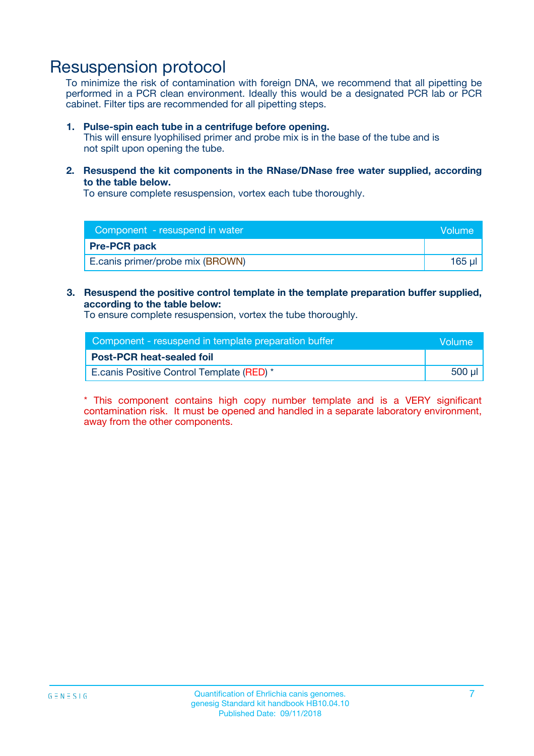# Resuspension protocol

To minimize the risk of contamination with foreign DNA, we recommend that all pipetting be performed in a PCR clean environment. Ideally this would be a designated PCR lab or PCR cabinet. Filter tips are recommended for all pipetting steps.

1. **Pulse-spin each tube in a centrifuge before opening.**
   This will ensure lyophilised primer and probe mix is in the base of the tube and is not spilt upon opening the tube.

2. **Resuspend the kit components in the RNase/DNase free water supplied, according to the table below.**
   To ensure complete resuspension, vortex each tube thoroughly.

| Component - resuspend in water | Volume |
|---|---|
| **Pre-PCR pack** | |
| E.canis primer/probe mix (BROWN) | 165 µl |

3. **Resuspend the positive control template in the template preparation buffer supplied, according to the table below:**
   To ensure complete resuspension, vortex the tube thoroughly.

| Component - resuspend in template preparation buffer | Volume |
|---|---|
| **Post-PCR heat-sealed foil** | |
| E.canis Positive Control Template (RED) * | 500 µl |

* This component contains high copy number template and is a VERY significant contamination risk. It must be opened and handled in a separate laboratory environment, away from the other components.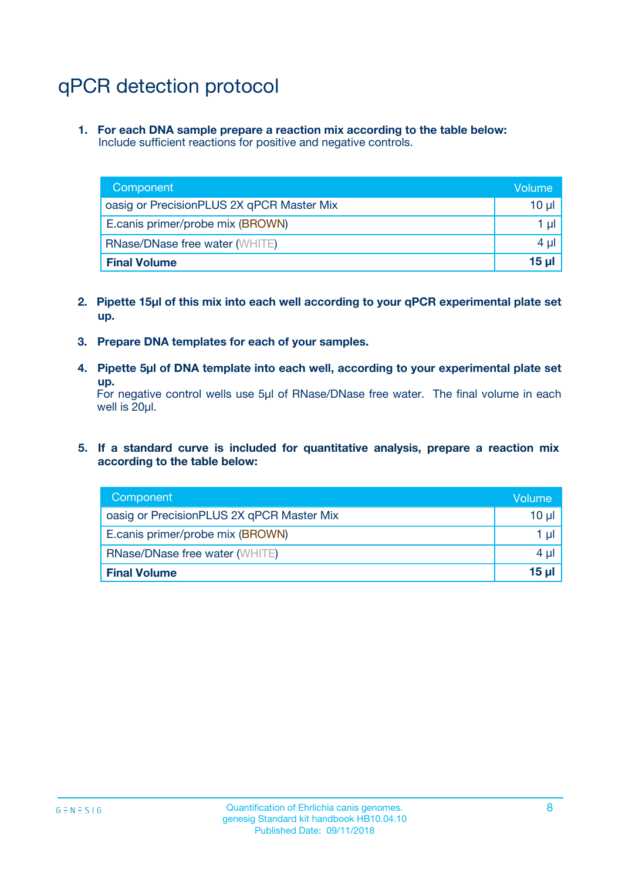# qPCR detection protocol

1. **For each DNA sample prepare a reaction mix according to the table below:**
   Include sufficient reactions for positive and negative controls.

| Component | Volume |
|---|---|
| oasig or PrecisionPLUS 2X qPCR Master Mix | 10 µl |
| E.canis primer/probe mix (BROWN) | 1 µl |
| RNase/DNase free water (WHITE) | 4 µl |
| **Final Volume** | **15 µl** |

2. **Pipette 15µl of this mix into each well according to your qPCR experimental plate set up.**

3. **Prepare DNA templates for each of your samples.**

4. **Pipette 5µl of DNA template into each well, according to your experimental plate set up.**
   For negative control wells use 5µl of RNase/DNase free water. The final volume in each well is 20µl.

5. **If a standard curve is included for quantitative analysis, prepare a reaction mix according to the table below:**

| Component | Volume |
|---|---|
| oasig or PrecisionPLUS 2X qPCR Master Mix | 10 µl |
| E.canis primer/probe mix (BROWN) | 1 µl |
| RNase/DNase free water (WHITE) | 4 µl |
| **Final Volume** | **15 µl** |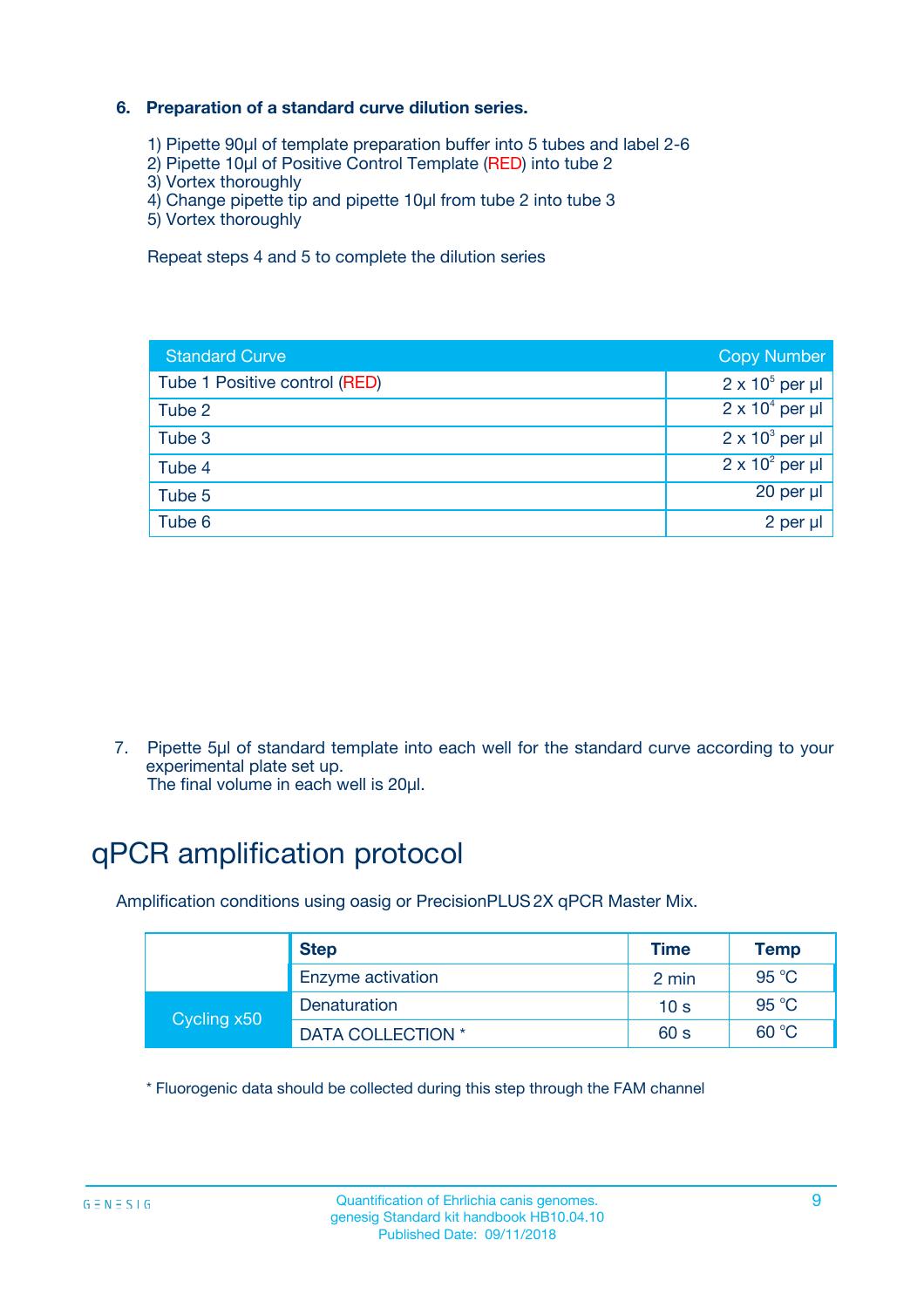### 6. Preparation of a standard curve dilution series.

1) Pipette 90µl of template preparation buffer into 5 tubes and label 2-6
2) Pipette 10µl of Positive Control Template (RED) into tube 2
3) Vortex thoroughly
4) Change pipette tip and pipette 10µl from tube 2 into tube 3
5) Vortex thoroughly

Repeat steps 4 and 5 to complete the dilution series

| Standard Curve | Copy Number |
| --- | --- |
| Tube 1 Positive control (RED) | $2 \times 10^5$ per µl |
| Tube 2 | $2 \times 10^4$ per µl |
| Tube 3 | $2 \times 10^3$ per µl |
| Tube 4 | $2 \times 10^2$ per µl |
| Tube 5 | 20 per µl |
| Tube 6 | 2 per µl |

7. Pipette 5µl of standard template into each well for the standard curve according to your experimental plate set up.
The final volume in each well is 20µl.

# qPCR amplification protocol

Amplification conditions using oasig or PrecisionPLUS 2X qPCR Master Mix.

| | Step | Time | Temp |
| --- | --- | --- | --- |
| | Enzyme activation | 2 min | 95 °C |
| Cycling x50 | Denaturation | 10 s | 95 °C |
| | DATA COLLECTION * | 60 s | 60 °C |

* Fluorogenic data should be collected during this step through the FAM channel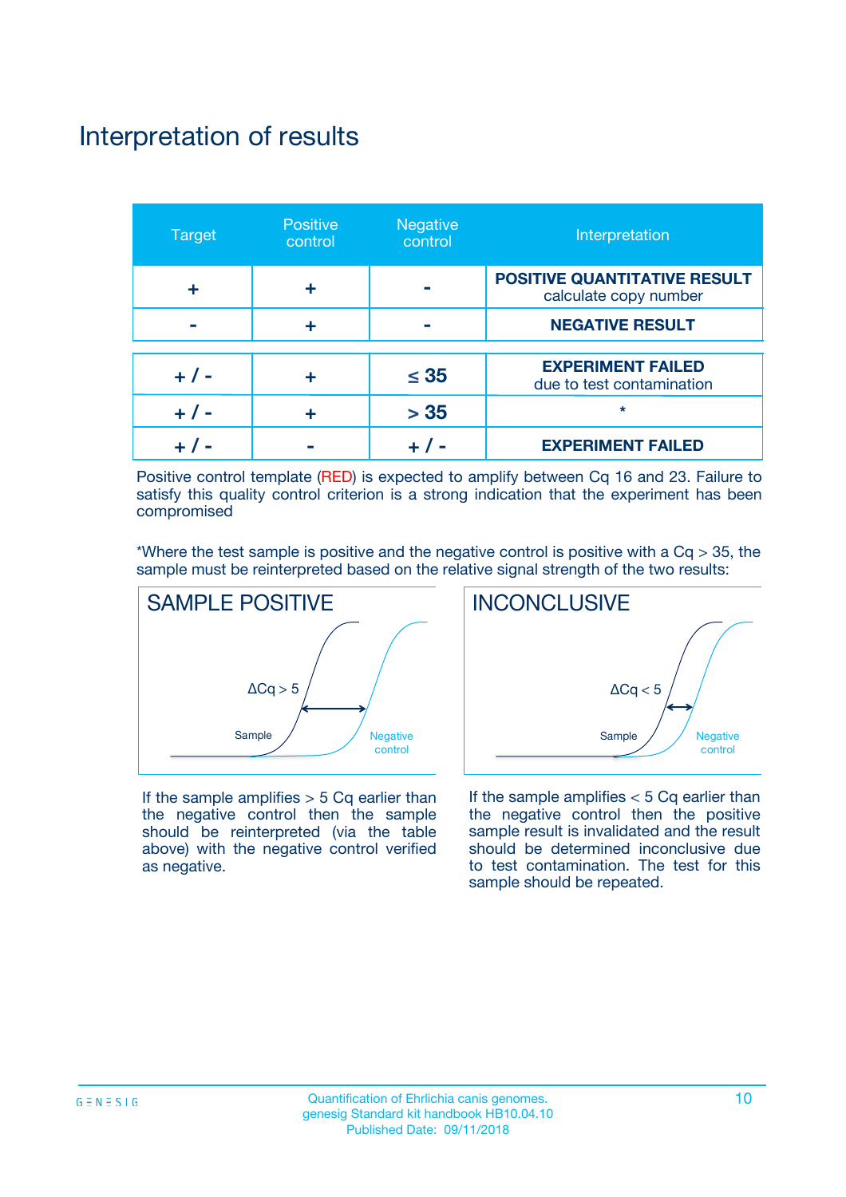# Interpretation of results

| Target | Positive control | Negative control | Interpretation |
|---|---|---|---|
| + | + | - | **POSITIVE QUANTITATIVE RESULT** calculate copy number |
| - | + | - | **NEGATIVE RESULT** |
| + / - | + | ≤ 35 | **EXPERIMENT FAILED** due to test contamination |
| + / - | + | > 35 | * |
| + / - | - | + / - | **EXPERIMENT FAILED** |

Positive control template (RED) is expected to amplify between Cq 16 and 23. Failure to satisfy this quality control criterion is a strong indication that the experiment has been compromised

*Where the test sample is positive and the negative control is positive with a Cq > 35, the sample must be reinterpreted based on the relative signal strength of the two results:

## SAMPLE POSITIVE

ΔCq > 5

Sample

Negative control

If the sample amplifies > 5 Cq earlier than the negative control then the sample should be reinterpreted (via the table above) with the negative control verified as negative.

## INCONCLUSIVE

ΔCq < 5

Sample

Negative control

If the sample amplifies < 5 Cq earlier than the negative control then the positive sample result is invalidated and the result should be determined inconclusive due to test contamination. The test for this sample should be repeated.